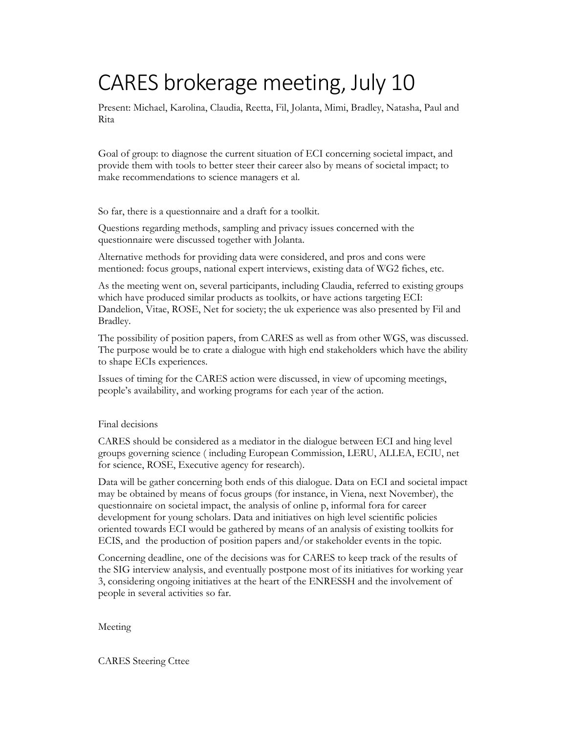# CARES brokerage meeting, July 10

Present: Michael, Karolina, Claudia, Reetta, Fil, Jolanta, Mimi, Bradley, Natasha, Paul and Rita

Goal of group: to diagnose the current situation of ECI concerning societal impact, and provide them with tools to better steer their career also by means of societal impact; to make recommendations to science managers et al.

So far, there is a questionnaire and a draft for a toolkit.

Questions regarding methods, sampling and privacy issues concerned with the questionnaire were discussed together with Jolanta.

Alternative methods for providing data were considered, and pros and cons were mentioned: focus groups, national expert interviews, existing data of WG2 fiches, etc.

As the meeting went on, several participants, including Claudia, referred to existing groups which have produced similar products as toolkits, or have actions targeting ECI: Dandelion, Vitae, ROSE, Net for society; the uk experience was also presented by Fil and Bradley.

The possibility of position papers, from CARES as well as from other WGS, was discussed. The purpose would be to crate a dialogue with high end stakeholders which have the ability to shape ECIs experiences.

Issues of timing for the CARES action were discussed, in view of upcoming meetings, people's availability, and working programs for each year of the action.

Final decisions

CARES should be considered as a mediator in the dialogue between ECI and hing level groups governing science ( including European Commission, LERU, ALLEA, ECIU, net for science, ROSE, Executive agency for research).

Data will be gather concerning both ends of this dialogue. Data on ECI and societal impact may be obtained by means of focus groups (for instance, in Viena, next November), the questionnaire on societal impact, the analysis of online p, informal fora for career development for young scholars. Data and initiatives on high level scientific policies oriented towards ECI would be gathered by means of an analysis of existing toolkits for ECIS, and the production of position papers and/or stakeholder events in the topic.

Concerning deadline, one of the decisions was for CARES to keep track of the results of the SIG interview analysis, and eventually postpone most of its initiatives for working year 3, considering ongoing initiatives at the heart of the ENRESSH and the involvement of people in several activities so far.

Meeting

CARES Steering Cttee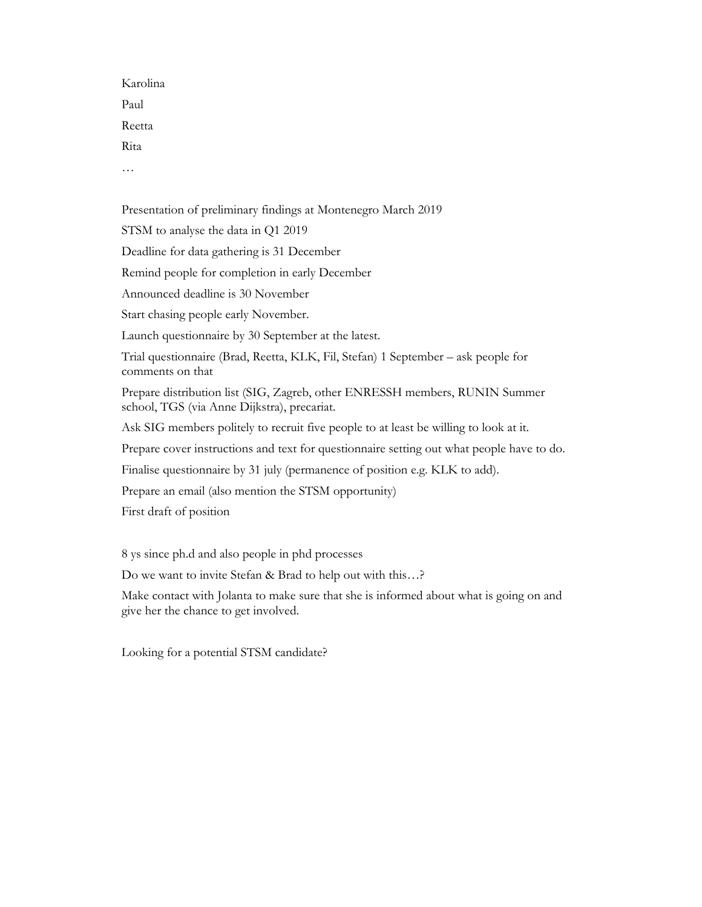Karolina

Paul

Reetta

Rita

…

Presentation of preliminary findings at Montenegro March 2019

STSM to analyse the data in Q1 2019

Deadline for data gathering is 31 December

Remind people for completion in early December

Announced deadline is 30 November

Start chasing people early November.

Launch questionnaire by 30 September at the latest.

Trial questionnaire (Brad, Reetta, KLK, Fil, Stefan) 1 September – ask people for comments on that

Prepare distribution list (SIG, Zagreb, other ENRESSH members, RUNIN Summer school, TGS (via Anne Dijkstra), precariat.

Ask SIG members politely to recruit five people to at least be willing to look at it.

Prepare cover instructions and text for questionnaire setting out what people have to do.

Finalise questionnaire by 31 july (permanence of position e.g. KLK to add).

Prepare an email (also mention the STSM opportunity)

First draft of position

8 ys since ph.d and also people in phd processes

Do we want to invite Stefan & Brad to help out with this…?

Make contact with Jolanta to make sure that she is informed about what is going on and give her the chance to get involved.

Looking for a potential STSM candidate?